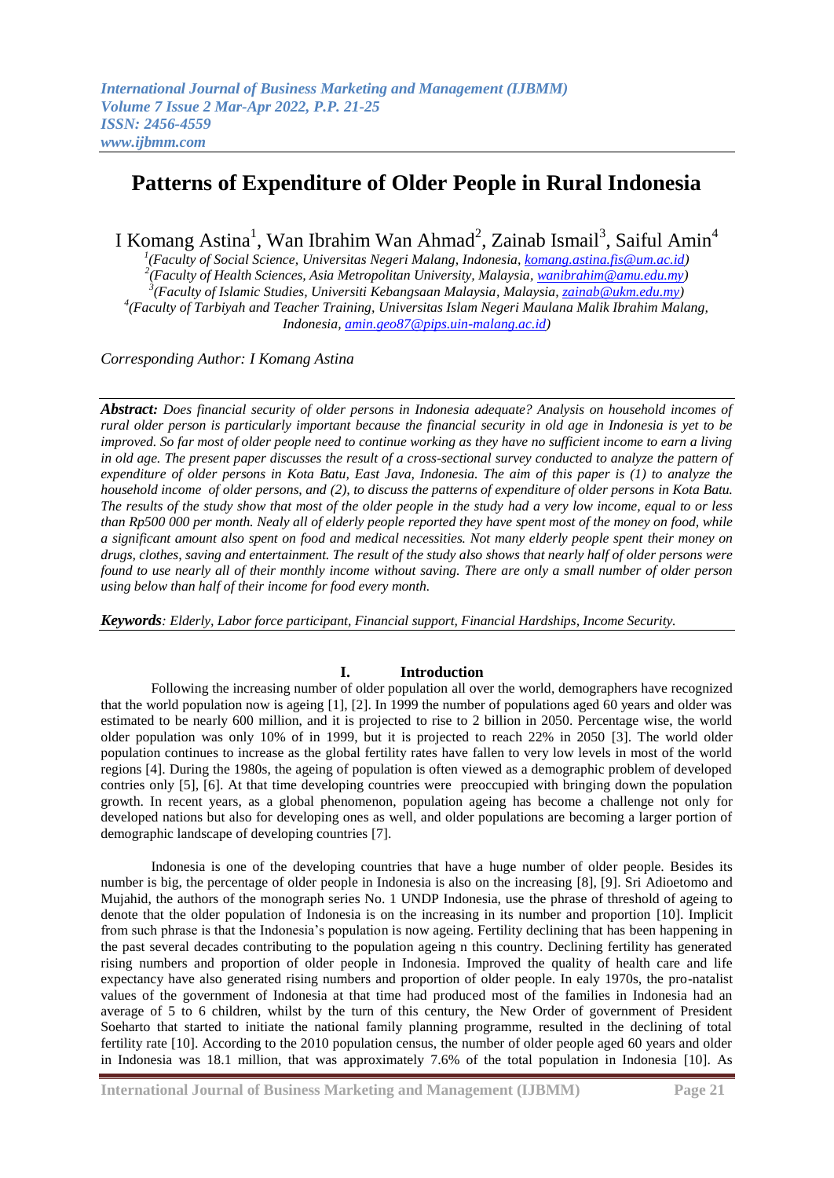# Patterns of Expenditure of Older People in Rural Indonesia

I Komang Astina[1], Wan Ibrahim Wan Ahmad[2], Zainab Ismail[3], Saiful Amin[4]

[1](Faculty of Social Science, Universitas Negeri Malang, Indonesia, komang.astina.fis@um.ac.id)
[2](Faculty of Health Sciences, Asia Metropolitan University, Malaysia, wanibrahim@amu.edu.my)
[3](Faculty of Islamic Studies, Universiti Kebangsaan Malaysia, Malaysia, zainab@ukm.edu.my)
[4](Faculty of Tarbiyah and Teacher Training, Universitas Islam Negeri Maulana Malik Ibrahim Malang, Indonesia, amin.geo87@pips.uin-malang.ac.id)

*Corresponding Author: I Komang Astina*

***Abstract:*** *Does financial security of older persons in Indonesia adequate? Analysis on household incomes of rural older person is particularly important because the financial security in old age in Indonesia is yet to be improved. So far most of older people need to continue working as they have no sufficient income to earn a living in old age. The present paper discusses the result of a cross-sectional survey conducted to analyze the pattern of expenditure of older persons in Kota Batu, East Java, Indonesia. The aim of this paper is (1) to analyze the household income of older persons, and (2), to discuss the patterns of expenditure of older persons in Kota Batu. The results of the study show that most of the older people in the study had a very low income, equal to or less than Rp500 000 per month. Nealy all of elderly people reported they have spent most of the money on food, while a significant amount also spent on food and medical necessities. Not many elderly people spent their money on drugs, clothes, saving and entertainment. The result of the study also shows that nearly half of older persons were found to use nearly all of their monthly income without saving. There are only a small number of older person using below than half of their income for food every month.*

***Keywords****: Elderly, Labor force participant, Financial support, Financial Hardships, Income Security.*

## I. Introduction

Following the increasing number of older population all over the world, demographers have recognized that the world population now is ageing [1], [2]. In 1999 the number of populations aged 60 years and older was estimated to be nearly 600 million, and it is projected to rise to 2 billion in 2050. Percentage wise, the world older population was only 10% of in 1999, but it is projected to reach 22% in 2050 [3]. The world older population continues to increase as the global fertility rates have fallen to very low levels in most of the world regions [4]. During the 1980s, the ageing of population is often viewed as a demographic problem of developed contries only [5], [6]. At that time developing countries were preoccupied with bringing down the population growth. In recent years, as a global phenomenon, population ageing has become a challenge not only for developed nations but also for developing ones as well, and older populations are becoming a larger portion of demographic landscape of developing countries [7].

Indonesia is one of the developing countries that have a huge number of older people. Besides its number is big, the percentage of older people in Indonesia is also on the increasing [8], [9]. Sri Adioetomo and Mujahid, the authors of the monograph series No. 1 UNDP Indonesia, use the phrase of threshold of ageing to denote that the older population of Indonesia is on the increasing in its number and proportion [10]. Implicit from such phrase is that the Indonesia's population is now ageing. Fertility declining that has been happening in the past several decades contributing to the population ageing n this country. Declining fertility has generated rising numbers and proportion of older people in Indonesia. Improved the quality of health care and life expectancy have also generated rising numbers and proportion of older people. In ealy 1970s, the pro-natalist values of the government of Indonesia at that time had produced most of the families in Indonesia had an average of 5 to 6 children, whilst by the turn of this century, the New Order of government of President Soeharto that started to initiate the national family planning programme, resulted in the declining of total fertility rate [10]. According to the 2010 population census, the number of older people aged 60 years and older in Indonesia was 18.1 million, that was approximately 7.6% of the total population in Indonesia [10]. As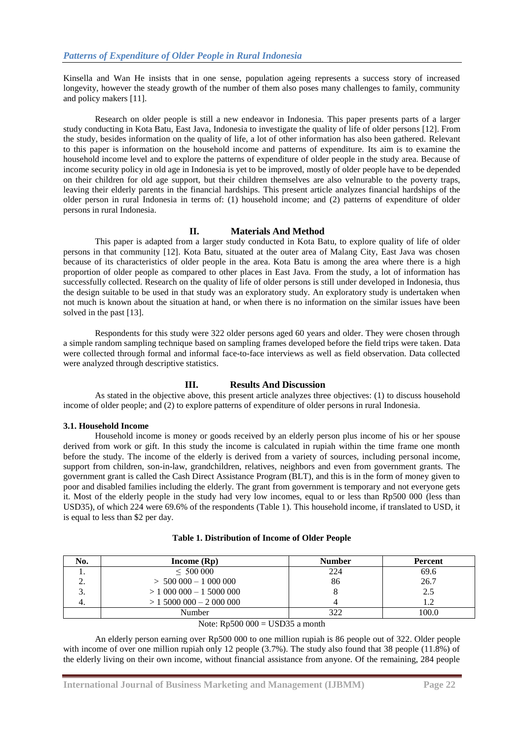Kinsella and Wan He insists that in one sense, population ageing represents a success story of increased longevity, however the steady growth of the number of them also poses many challenges to family, community and policy makers [11].

Research on older people is still a new endeavor in Indonesia. This paper presents parts of a larger study conducting in Kota Batu, East Java, Indonesia to investigate the quality of life of older persons [12]. From the study, besides information on the quality of life, a lot of other information has also been gathered. Relevant to this paper is information on the household income and patterns of expenditure. Its aim is to examine the household income level and to explore the patterns of expenditure of older people in the study area. Because of income security policy in old age in Indonesia is yet to be improved, mostly of older people have to be depended on their children for old age support, but their children themselves are also velnurable to the poverty traps, leaving their elderly parents in the financial hardships. This present article analyzes financial hardships of the older person in rural Indonesia in terms of: (1) household income; and (2) patterns of expenditure of older persons in rural Indonesia.

## II. Materials And Method

This paper is adapted from a larger study conducted in Kota Batu, to explore quality of life of older persons in that community [12]. Kota Batu, situated at the outer area of Malang City, East Java was chosen because of its characteristics of older people in the area. Kota Batu is among the area where there is a high proportion of older people as compared to other places in East Java. From the study, a lot of information has successfully collected. Research on the quality of life of older persons is still under developed in Indonesia, thus the design suitable to be used in that study was an exploratory study. An exploratory study is undertaken when not much is known about the situation at hand, or when there is no information on the similar issues have been solved in the past [13].

Respondents for this study were 322 older persons aged 60 years and older. They were chosen through a simple random sampling technique based on sampling frames developed before the field trips were taken. Data were collected through formal and informal face-to-face interviews as well as field observation. Data collected were analyzed through descriptive statistics.

## III. Results And Discussion

As stated in the objective above, this present article analyzes three objectives: (1) to discuss household income of older people; and (2) to explore patterns of expenditure of older persons in rural Indonesia.

### 3.1. Household Income

Household income is money or goods received by an elderly person plus income of his or her spouse derived from work or gift. In this study the income is calculated in rupiah within the time frame one month before the study. The income of the elderly is derived from a variety of sources, including personal income, support from children, son-in-law, grandchildren, relatives, neighbors and even from government grants. The government grant is called the Cash Direct Assistance Program (BLT), and this is in the form of money given to poor and disabled families including the elderly. The grant from government is temporary and not everyone gets it. Most of the elderly people in the study had very low incomes, equal to or less than Rp500 000 (less than USD35), of which 224 were 69.6% of the respondents (Table 1). This household income, if translated to USD, it is equal to less than $2 per day.

**Table 1. Distribution of Income of Older People**

| No. | Income (Rp) | Number | Percent |
|---|---|---|---|
| 1. | ≤ 500 000 | 224 | 69.6 |
| 2. | > 500 000 – 1 000 000 | 86 | 26.7 |
| 3. | > 1 000 000 – 1 5000 000 | 8 | 2.5 |
| 4. | > 1 5000 000 – 2 000 000 | 4 | 1.2 |
| | Number | 322 | 100.0 |

Note: Rp500 000 = USD35 a month

An elderly person earning over Rp500 000 to one million rupiah is 86 people out of 322. Older people with income of over one million rupiah only 12 people (3.7%). The study also found that 38 people (11.8%) of the elderly living on their own income, without financial assistance from anyone. Of the remaining, 284 people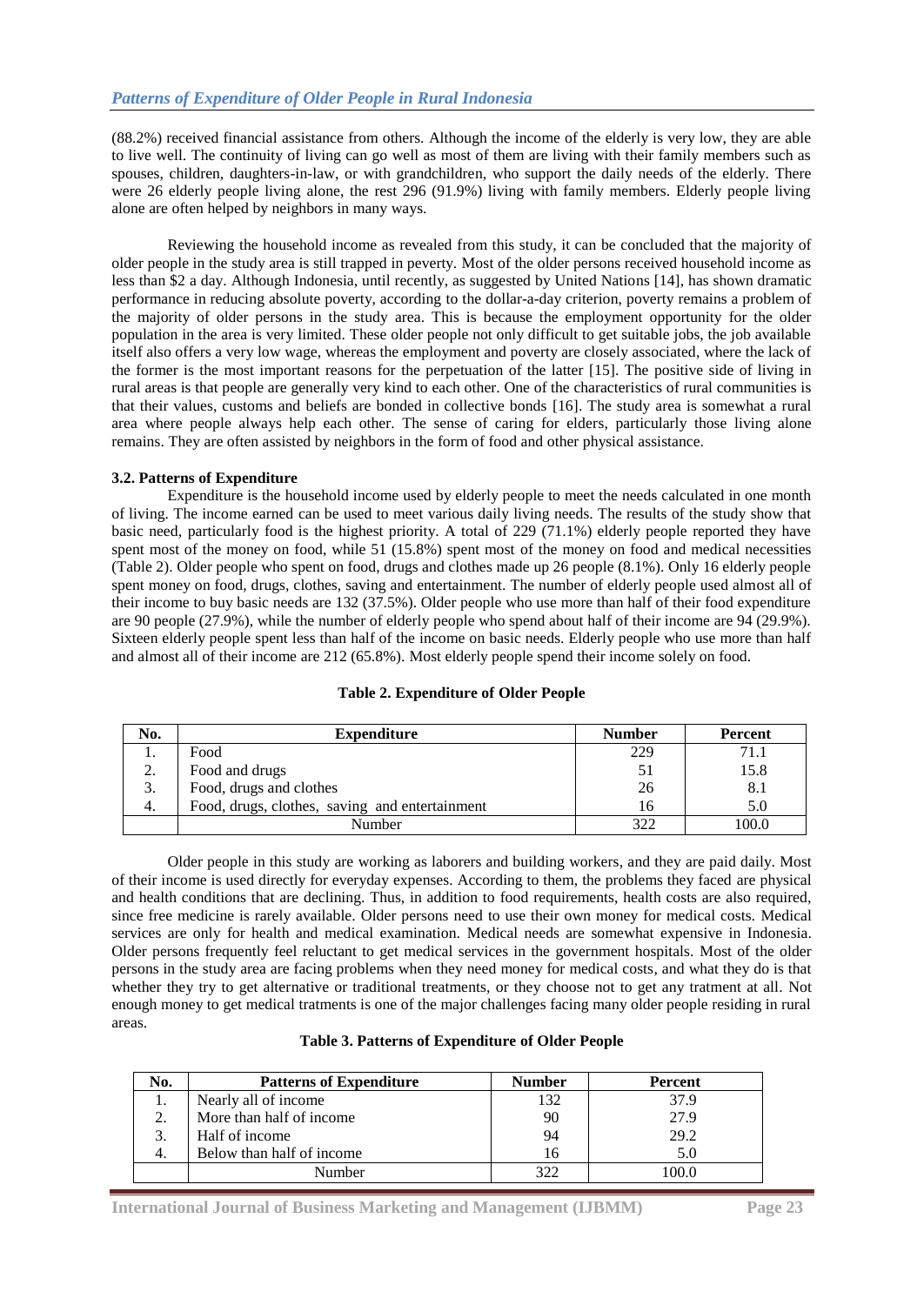(88.2%) received financial assistance from others. Although the income of the elderly is very low, they are able to live well. The continuity of living can go well as most of them are living with their family members such as spouses, children, daughters-in-law, or with grandchildren, who support the daily needs of the elderly. There were 26 elderly people living alone, the rest 296 (91.9%) living with family members. Elderly people living alone are often helped by neighbors in many ways.

Reviewing the household income as revealed from this study, it can be concluded that the majority of older people in the study area is still trapped in peverty. Most of the older persons received household income as less than $2 a day. Although Indonesia, until recently, as suggested by United Nations [14], has shown dramatic performance in reducing absolute poverty, according to the dollar-a-day criterion, poverty remains a problem of the majority of older persons in the study area. This is because the employment opportunity for the older population in the area is very limited. These older people not only difficult to get suitable jobs, the job available itself also offers a very low wage, whereas the employment and poverty are closely associated, where the lack of the former is the most important reasons for the perpetuation of the latter [15]. The positive side of living in rural areas is that people are generally very kind to each other. One of the characteristics of rural communities is that their values, customs and beliefs are bonded in collective bonds [16]. The study area is somewhat a rural area where people always help each other. The sense of caring for elders, particularly those living alone remains. They are often assisted by neighbors in the form of food and other physical assistance.

### 3.2. Patterns of Expenditure

Expenditure is the household income used by elderly people to meet the needs calculated in one month of living. The income earned can be used to meet various daily living needs. The results of the study show that basic need, particularly food is the highest priority. A total of 229 (71.1%) elderly people reported they have spent most of the money on food, while 51 (15.8%) spent most of the money on food and medical necessities (Table 2). Older people who spent on food, drugs and clothes made up 26 people (8.1%). Only 16 elderly people spent money on food, drugs, clothes, saving and entertainment. The number of elderly people used almost all of their income to buy basic needs are 132 (37.5%). Older people who use more than half of their food expenditure are 90 people (27.9%), while the number of elderly people who spend about half of their income are 94 (29.9%). Sixteen elderly people spent less than half of the income on basic needs. Elderly people who use more than half and almost all of their income are 212 (65.8%). Most elderly people spend their income solely on food.

**Table 2. Expenditure of Older People**

| No. | Expenditure | Number | Percent |
|---|---|---|---|
| 1. | Food | 229 | 71.1 |
| 2. | Food and drugs | 51 | 15.8 |
| 3. | Food, drugs and clothes | 26 | 8.1 |
| 4. | Food, drugs, clothes, saving and entertainment | 16 | 5.0 |
| | Number | 322 | 100.0 |

Older people in this study are working as laborers and building workers, and they are paid daily. Most of their income is used directly for everyday expenses. According to them, the problems they faced are physical and health conditions that are declining. Thus, in addition to food requirements, health costs are also required, since free medicine is rarely available. Older persons need to use their own money for medical costs. Medical services are only for health and medical examination. Medical needs are somewhat expensive in Indonesia. Older persons frequently feel reluctant to get medical services in the government hospitals. Most of the older persons in the study area are facing problems when they need money for medical costs, and what they do is that whether they try to get alternative or traditional treatments, or they choose not to get any tratment at all. Not enough money to get medical tratments is one of the major challenges facing many older people residing in rural areas.

**Table 3. Patterns of Expenditure of Older People**

| No. | Patterns of Expenditure | Number | Percent |
|---|---|---|---|
| 1. | Nearly all of income | 132 | 37.9 |
| 2. | More than half of income | 90 | 27.9 |
| 3. | Half of income | 94 | 29.2 |
| 4. | Below than half of income | 16 | 5.0 |
| | Number | 322 | 100.0 |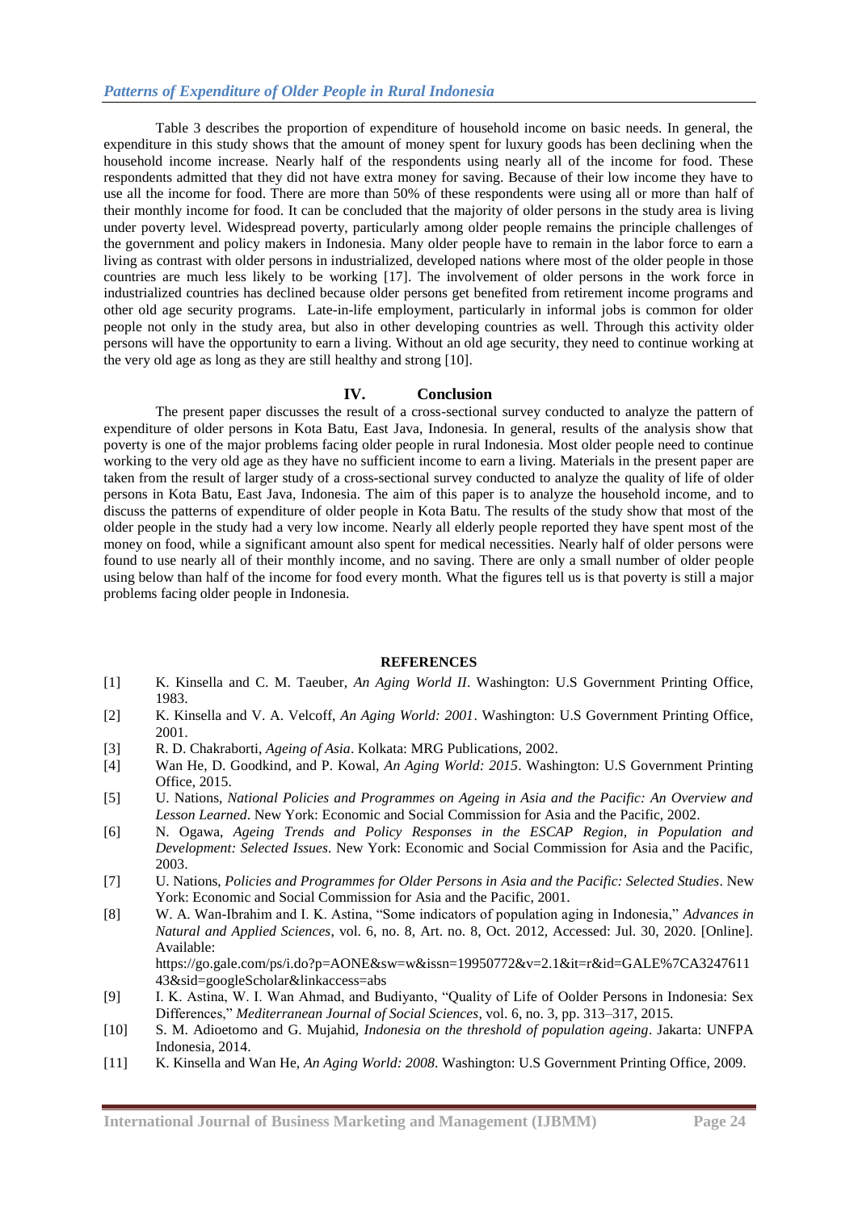Table 3 describes the proportion of expenditure of household income on basic needs. In general, the expenditure in this study shows that the amount of money spent for luxury goods has been declining when the household income increase. Nearly half of the respondents using nearly all of the income for food. These respondents admitted that they did not have extra money for saving. Because of their low income they have to use all the income for food. There are more than 50% of these respondents were using all or more than half of their monthly income for food. It can be concluded that the majority of older persons in the study area is living under poverty level. Widespread poverty, particularly among older people remains the principle challenges of the government and policy makers in Indonesia. Many older people have to remain in the labor force to earn a living as contrast with older persons in industrialized, developed nations where most of the older people in those countries are much less likely to be working [17]. The involvement of older persons in the work force in industrialized countries has declined because older persons get benefited from retirement income programs and other old age security programs. Late-in-life employment, particularly in informal jobs is common for older people not only in the study area, but also in other developing countries as well. Through this activity older persons will have the opportunity to earn a living. Without an old age security, they need to continue working at the very old age as long as they are still healthy and strong [10].

## IV. Conclusion

The present paper discusses the result of a cross-sectional survey conducted to analyze the pattern of expenditure of older persons in Kota Batu, East Java, Indonesia. In general, results of the analysis show that poverty is one of the major problems facing older people in rural Indonesia. Most older people need to continue working to the very old age as they have no sufficient income to earn a living. Materials in the present paper are taken from the result of larger study of a cross-sectional survey conducted to analyze the quality of life of older persons in Kota Batu, East Java, Indonesia. The aim of this paper is to analyze the household income, and to discuss the patterns of expenditure of older people in Kota Batu. The results of the study show that most of the older people in the study had a very low income. Nearly all elderly people reported they have spent most of the money on food, while a significant amount also spent for medical necessities. Nearly half of older persons were found to use nearly all of their monthly income, and no saving. There are only a small number of older people using below than half of the income for food every month. What the figures tell us is that poverty is still a major problems facing older people in Indonesia.

## REFERENCES

[1] K. Kinsella and C. M. Taeuber, *An Aging World II*. Washington: U.S Government Printing Office, 1983.

[2] K. Kinsella and V. A. Velcoff, *An Aging World: 2001*. Washington: U.S Government Printing Office, 2001.

[3] R. D. Chakraborti, *Ageing of Asia*. Kolkata: MRG Publications, 2002.

[4] Wan He, D. Goodkind, and P. Kowal, *An Aging World: 2015*. Washington: U.S Government Printing Office, 2015.

[5] U. Nations, *National Policies and Programmes on Ageing in Asia and the Pacific: An Overview and Lesson Learned*. New York: Economic and Social Commission for Asia and the Pacific, 2002.

[6] N. Ogawa, *Ageing Trends and Policy Responses in the ESCAP Region, in Population and Development: Selected Issues*. New York: Economic and Social Commission for Asia and the Pacific, 2003.

[7] U. Nations, *Policies and Programmes for Older Persons in Asia and the Pacific: Selected Studies*. New York: Economic and Social Commission for Asia and the Pacific, 2001.

[8] W. A. Wan-Ibrahim and I. K. Astina, "Some indicators of population aging in Indonesia," *Advances in Natural and Applied Sciences*, vol. 6, no. 8, Art. no. 8, Oct. 2012, Accessed: Jul. 30, 2020. [Online]. Available: https://go.gale.com/ps/i.do?p=AONE&sw=w&issn=19950772&v=2.1&it=r&id=GALE%7CA324761143&sid=googleScholar&linkaccess=abs

[9] I. K. Astina, W. I. Wan Ahmad, and Budiyanto, "Quality of Life of Oolder Persons in Indonesia: Sex Differences," *Mediterranean Journal of Social Sciences*, vol. 6, no. 3, pp. 313–317, 2015.

[10] S. M. Adioetomo and G. Mujahid, *Indonesia on the threshold of population ageing*. Jakarta: UNFPA Indonesia, 2014.

[11] K. Kinsella and Wan He, *An Aging World: 2008*. Washington: U.S Government Printing Office, 2009.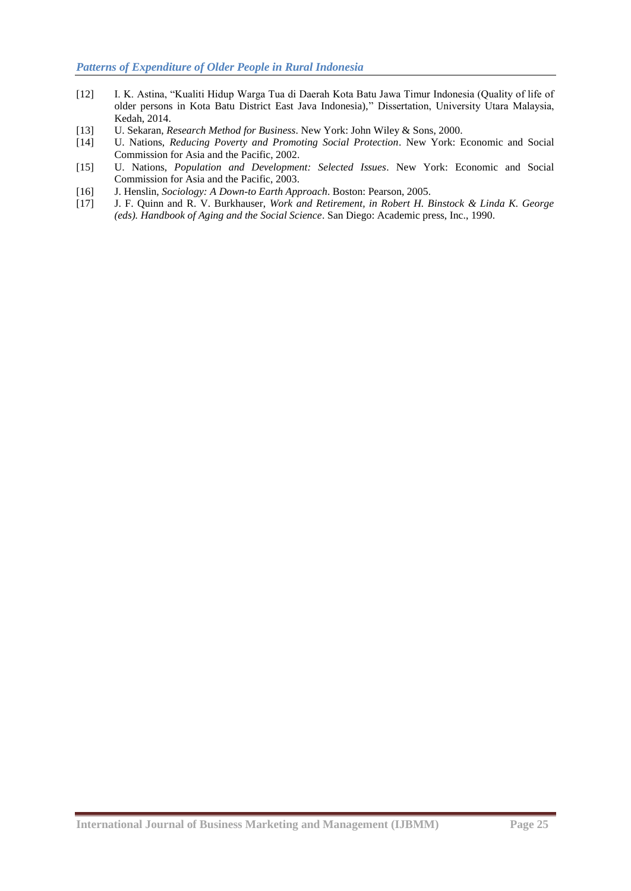[12] I. K. Astina, "Kualiti Hidup Warga Tua di Daerah Kota Batu Jawa Timur Indonesia (Quality of life of older persons in Kota Batu District East Java Indonesia)," Dissertation, University Utara Malaysia, Kedah, 2014.

[13] U. Sekaran, *Research Method for Business*. New York: John Wiley & Sons, 2000.

[14] U. Nations, *Reducing Poverty and Promoting Social Protection*. New York: Economic and Social Commission for Asia and the Pacific, 2002.

[15] U. Nations, *Population and Development: Selected Issues*. New York: Economic and Social Commission for Asia and the Pacific, 2003.

[16] J. Henslin, *Sociology: A Down-to Earth Approach*. Boston: Pearson, 2005.

[17] J. F. Quinn and R. V. Burkhauser, *Work and Retirement, in Robert H. Binstock & Linda K. George (eds). Handbook of Aging and the Social Science*. San Diego: Academic press, Inc., 1990.